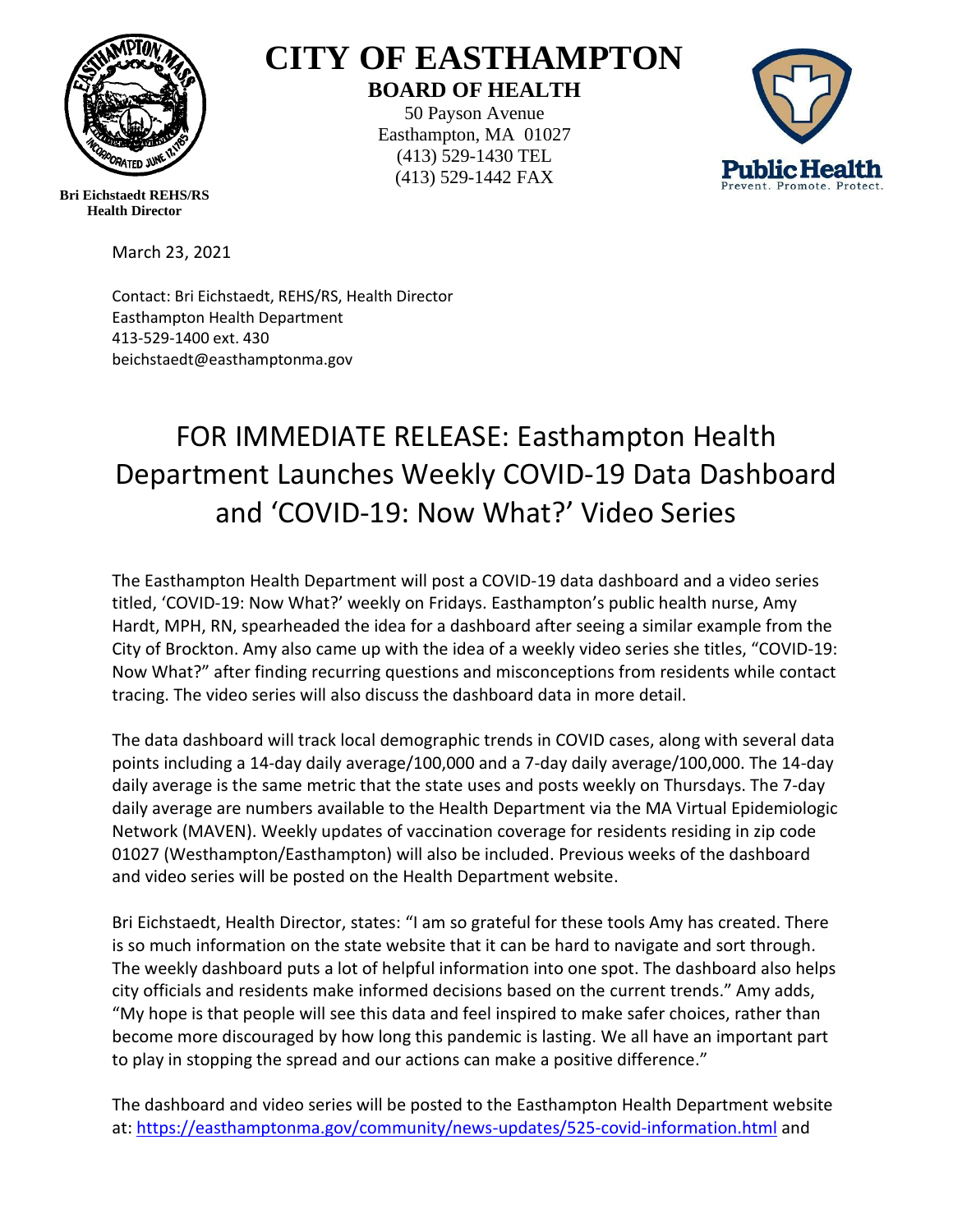# CITY OF EASTHAMPTON

## BOARD OF HEALTH

50 Payson Avenue
Easthampton, MA 01027
(413) 529-1430 TEL
(413) 529-1442 FAX

**Bri Eichstaedt REHS/RS**
**Health Director**

Public Health
Prevent. Promote. Protect.

March 23, 2021

Contact: Bri Eichstaedt, REHS/RS, Health Director
Easthampton Health Department
413-529-1400 ext. 430
beichstaedt@easthamptonma.gov

# FOR IMMEDIATE RELEASE: Easthampton Health Department Launches Weekly COVID-19 Data Dashboard and 'COVID-19: Now What?' Video Series

The Easthampton Health Department will post a COVID-19 data dashboard and a video series titled, 'COVID-19: Now What?' weekly on Fridays. Easthampton's public health nurse, Amy Hardt, MPH, RN, spearheaded the idea for a dashboard after seeing a similar example from the City of Brockton. Amy also came up with the idea of a weekly video series she titles, "COVID-19: Now What?" after finding recurring questions and misconceptions from residents while contact tracing. The video series will also discuss the dashboard data in more detail.

The data dashboard will track local demographic trends in COVID cases, along with several data points including a 14-day daily average/100,000 and a 7-day daily average/100,000. The 14-day daily average is the same metric that the state uses and posts weekly on Thursdays. The 7-day daily average are numbers available to the Health Department via the MA Virtual Epidemiologic Network (MAVEN). Weekly updates of vaccination coverage for residents residing in zip code 01027 (Westhampton/Easthampton) will also be included. Previous weeks of the dashboard and video series will be posted on the Health Department website.

Bri Eichstaedt, Health Director, states: "I am so grateful for these tools Amy has created. There is so much information on the state website that it can be hard to navigate and sort through. The weekly dashboard puts a lot of helpful information into one spot. The dashboard also helps city officials and residents make informed decisions based on the current trends." Amy adds, "My hope is that people will see this data and feel inspired to make safer choices, rather than become more discouraged by how long this pandemic is lasting. We all have an important part to play in stopping the spread and our actions can make a positive difference."

The dashboard and video series will be posted to the Easthampton Health Department website at: https://easthamptonma.gov/community/news-updates/525-covid-information.html and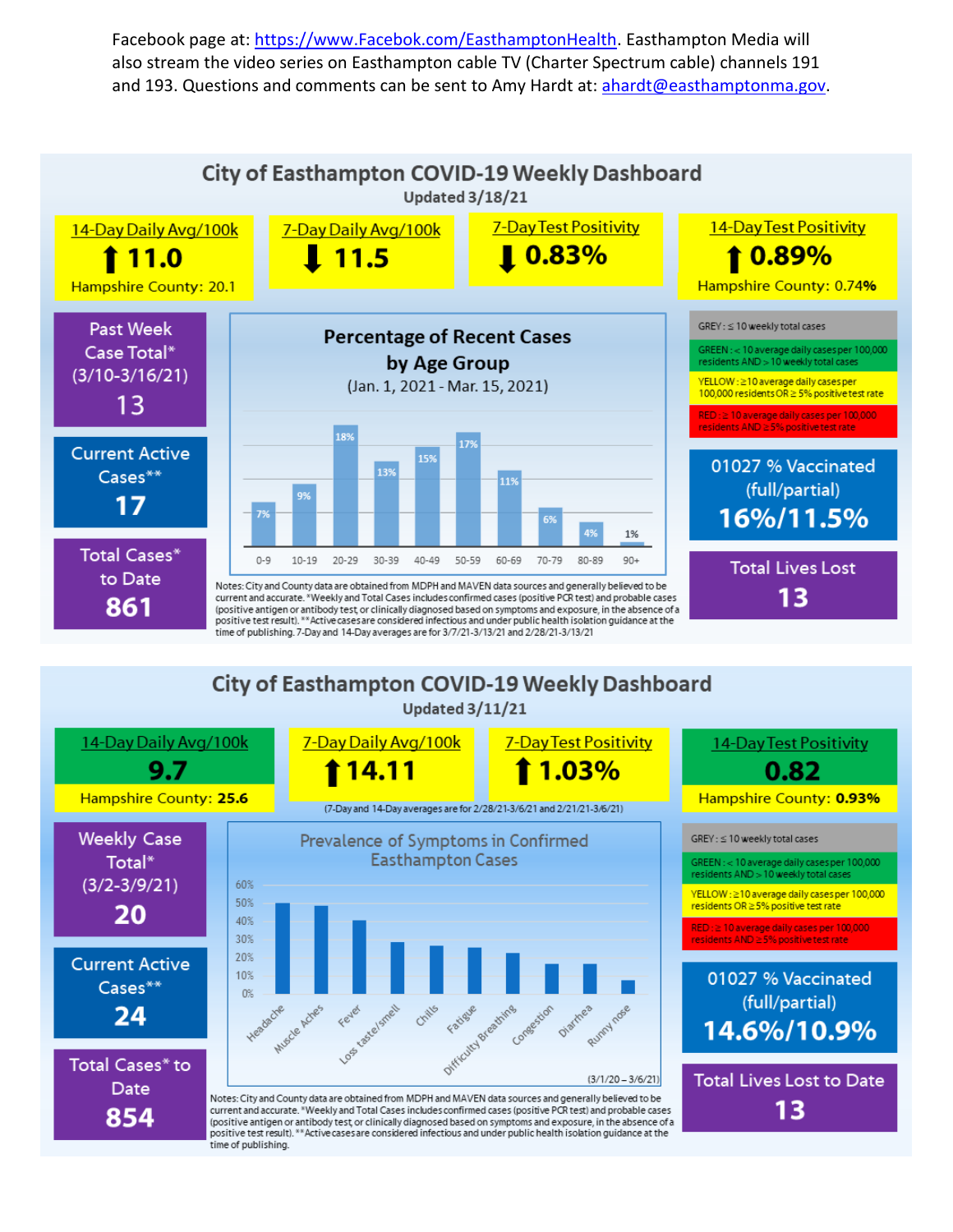Facebook page at: https://www.Facebook.com/EasthamptonHealth. Easthampton Media will also stream the video series on Easthampton cable TV (Charter Spectrum cable) channels 191 and 193. Questions and comments can be sent to Amy Hardt at: ahardt@easthamptonma.gov.

## City of Easthampton COVID-19 Weekly Dashboard

Updated 3/18/21

**14-Day Daily Avg/100k**
⬆ 11.0
Hampshire County: 20.1

**7-Day Daily Avg/100k**
⬇ 11.5

**7-Day Test Positivity**
⬇ 0.83%

**14-Day Test Positivity**
⬆ 0.89%
Hampshire County: 0.74%

**Past Week Case Total* (3/10-3/16/21)**
13

**Current Active Cases****
17

**Total Cases* to Date**
861

Percentage of Recent Cases by Age Group
(Jan. 1, 2021 - Mar. 15, 2021)

0-9: 7%
10-19: 9%
20-29: 18%
30-39: 13%
40-49: 15%
50-59: 17%
60-69: 11%
70-79: 6%
80-89: 4%
90+: 1%

GREY: ≤ 10 weekly total cases
GREEN: < 10 average daily cases per 100,000 residents AND > 10 weekly total cases
YELLOW: ≥ 10 average daily cases per 100,000 residents OR ≥ 5% positive test rate
RED: ≥ 10 average daily cases per 100,000 residents AND ≥ 5% positive test rate

**01027 % Vaccinated (full/partial)**
16%/11.5%

**Total Lives Lost**
13

Notes: City and County data are obtained from MDPH and MAVEN data sources and generally believed to be current and accurate. *Weekly and Total Cases includes confirmed cases (positive PCR test) and probable cases (positive antigen or antibody test, or clinically diagnosed based on symptoms and exposure, in the absence of a positive test result). **Active cases are considered infectious and under public health isolation guidance at the time of publishing. 7-Day and 14-Day averages are for 3/7/21-3/13/21 and 2/28/21-3/13/21

## City of Easthampton COVID-19 Weekly Dashboard

Updated 3/11/21

**14-Day Daily Avg/100k**
9.7
Hampshire County: 25.6

**7-Day Daily Avg/100k**
⬆ 14.11

**7-Day Test Positivity**
⬆ 1.03%

(7-Day and 14-Day averages are for 2/28/21-3/6/21 and 2/21/21-3/6/21)

**14-Day Test Positivity**
0.82
Hampshire County: 0.93%

**Weekly Case Total* (3/2-3/9/21)**
20

**Current Active Cases****
24

**Total Cases* to Date**
854

Prevalence of Symptoms in Confirmed Easthampton Cases

60%
50%
40%
30%
20%
10%
0%

Headache, Muscle Aches, Fever, Loss taste/smell, Chills, Fatigue, Difficulty Breathing, Congestion, Diarrhea, Runny nose

(3/1/20 – 3/6/21)

GREY: ≤ 10 weekly total cases
GREEN: < 10 average daily cases per 100,000 residents AND > 10 weekly total cases
YELLOW: ≥ 10 average daily cases per 100,000 residents OR ≥ 5% positive test rate
RED: ≥ 10 average daily cases per 100,000 residents AND ≥ 5% positive test rate

**01027 % Vaccinated (full/partial)**
14.6%/10.9%

**Total Lives Lost to Date**
13

Notes: City and County data are obtained from MDPH and MAVEN data sources and generally believed to be current and accurate. *Weekly and Total Cases includes confirmed cases (positive PCR test) and probable cases (positive antigen or antibody test, or clinically diagnosed based on symptoms and exposure, in the absence of a positive test result). **Active cases are considered infectious and under public health isolation guidance at the time of publishing.